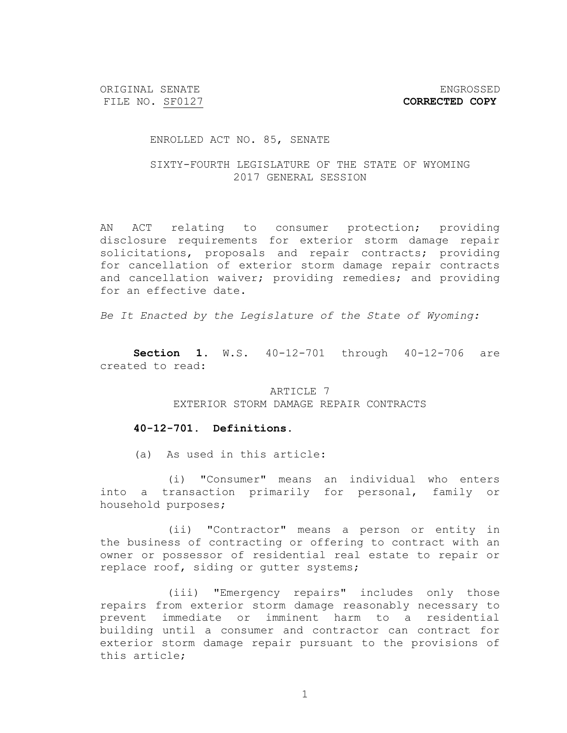ORIGINAL SENATE FILE NO. SF0127

ENGROSSED **CORRECTED COPY**

ENROLLED ACT NO. 85, SENATE

SIXTY-FOURTH LEGISLATURE OF THE STATE OF WYOMING 2017 GENERAL SESSION

AN ACT relating to consumer protection; providing disclosure requirements for exterior storm damage repair solicitations, proposals and repair contracts; providing for cancellation of exterior storm damage repair contracts and cancellation waiver; providing remedies; and providing for an effective date.

*Be It Enacted by the Legislature of the State of Wyoming:*

**Section 1.** W.S. 40-12-701 through 40-12-706 are created to read:

ARTICLE 7
EXTERIOR STORM DAMAGE REPAIR CONTRACTS

**40-12-701. Definitions.**

(a) As used in this article:

(i) "Consumer" means an individual who enters into a transaction primarily for personal, family or household purposes;

(ii) "Contractor" means a person or entity in the business of contracting or offering to contract with an owner or possessor of residential real estate to repair or replace roof, siding or gutter systems;

(iii) "Emergency repairs" includes only those repairs from exterior storm damage reasonably necessary to prevent immediate or imminent harm to a residential building until a consumer and contractor can contract for exterior storm damage repair pursuant to the provisions of this article;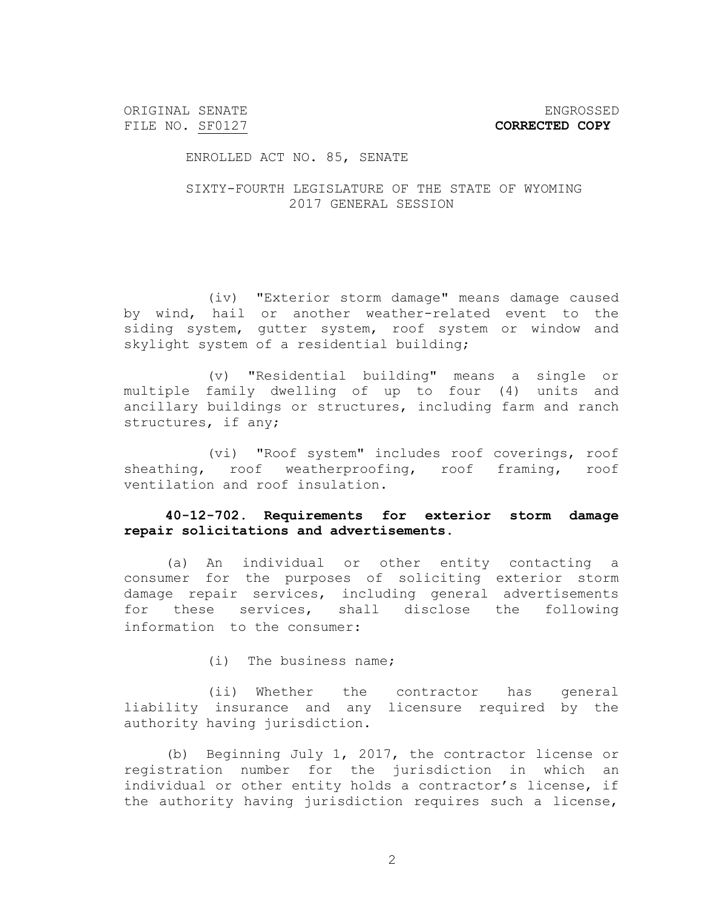ORIGINAL SENATE FILE NO. SF0127

ENGROSSED **CORRECTED COPY**

ENROLLED ACT NO. 85, SENATE

SIXTY-FOURTH LEGISLATURE OF THE STATE OF WYOMING
2017 GENERAL SESSION

(iv) "Exterior storm damage" means damage caused by wind, hail or another weather-related event to the siding system, gutter system, roof system or window and skylight system of a residential building;

(v) "Residential building" means a single or multiple family dwelling of up to four (4) units and ancillary buildings or structures, including farm and ranch structures, if any;

(vi) "Roof system" includes roof coverings, roof sheathing, roof weatherproofing, roof framing, roof ventilation and roof insulation.

**40-12-702. Requirements for exterior storm damage repair solicitations and advertisements.**

(a) An individual or other entity contacting a consumer for the purposes of soliciting exterior storm damage repair services, including general advertisements for these services, shall disclose the following information to the consumer:

(i) The business name;

(ii) Whether the contractor has general liability insurance and any licensure required by the authority having jurisdiction.

(b) Beginning July 1, 2017, the contractor license or registration number for the jurisdiction in which an individual or other entity holds a contractor's license, if the authority having jurisdiction requires such a license,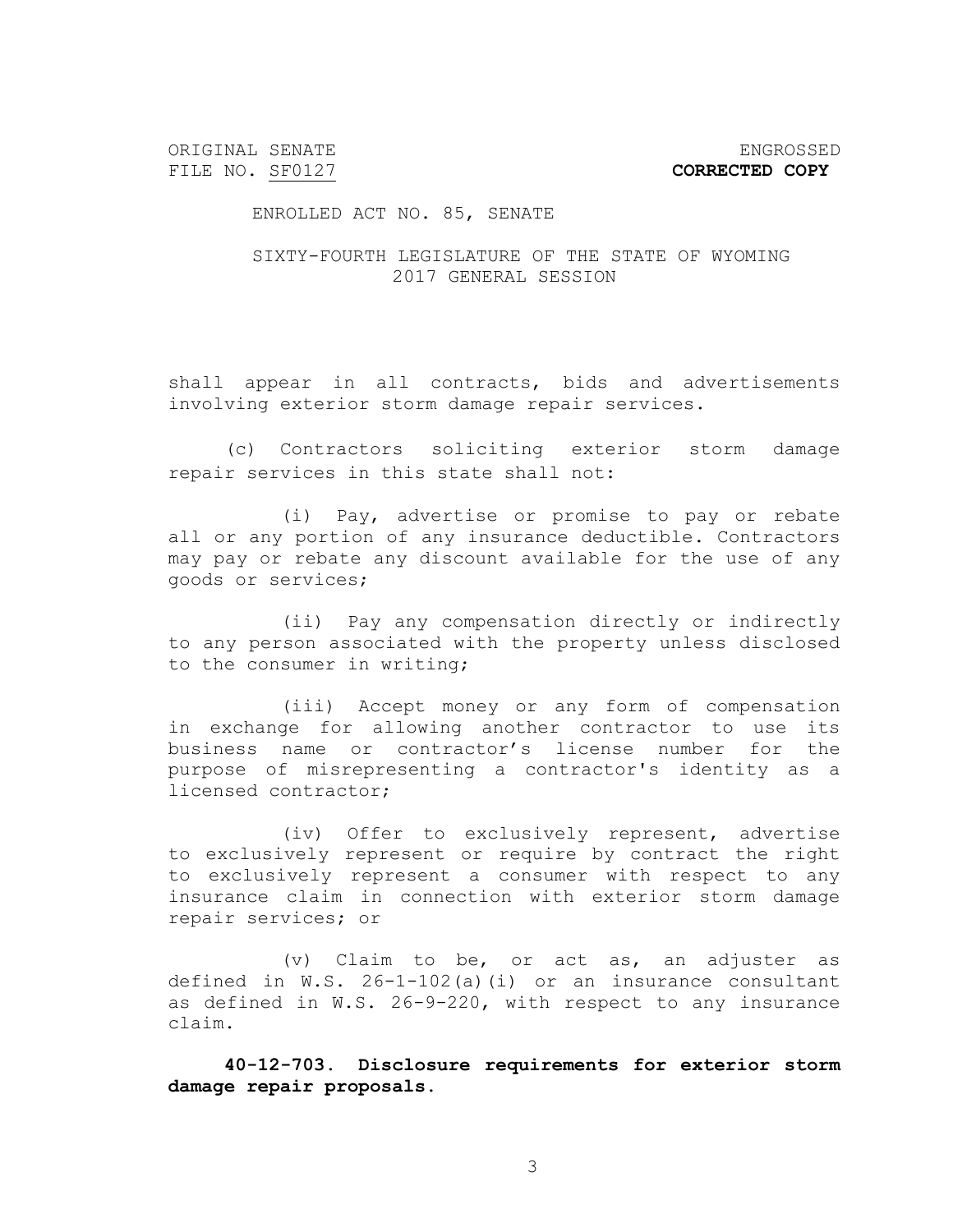shall appear in all contracts, bids and advertisements involving exterior storm damage repair services.

(c) Contractors soliciting exterior storm damage repair services in this state shall not:

(i) Pay, advertise or promise to pay or rebate all or any portion of any insurance deductible. Contractors may pay or rebate any discount available for the use of any goods or services;

(ii) Pay any compensation directly or indirectly to any person associated with the property unless disclosed to the consumer in writing;

(iii) Accept money or any form of compensation in exchange for allowing another contractor to use its business name or contractor's license number for the purpose of misrepresenting a contractor's identity as a licensed contractor;

(iv) Offer to exclusively represent, advertise to exclusively represent or require by contract the right to exclusively represent a consumer with respect to any insurance claim in connection with exterior storm damage repair services; or

(v) Claim to be, or act as, an adjuster as defined in W.S. 26-1-102(a)(i) or an insurance consultant as defined in W.S. 26-9-220, with respect to any insurance claim.

**40-12-703. Disclosure requirements for exterior storm damage repair proposals.**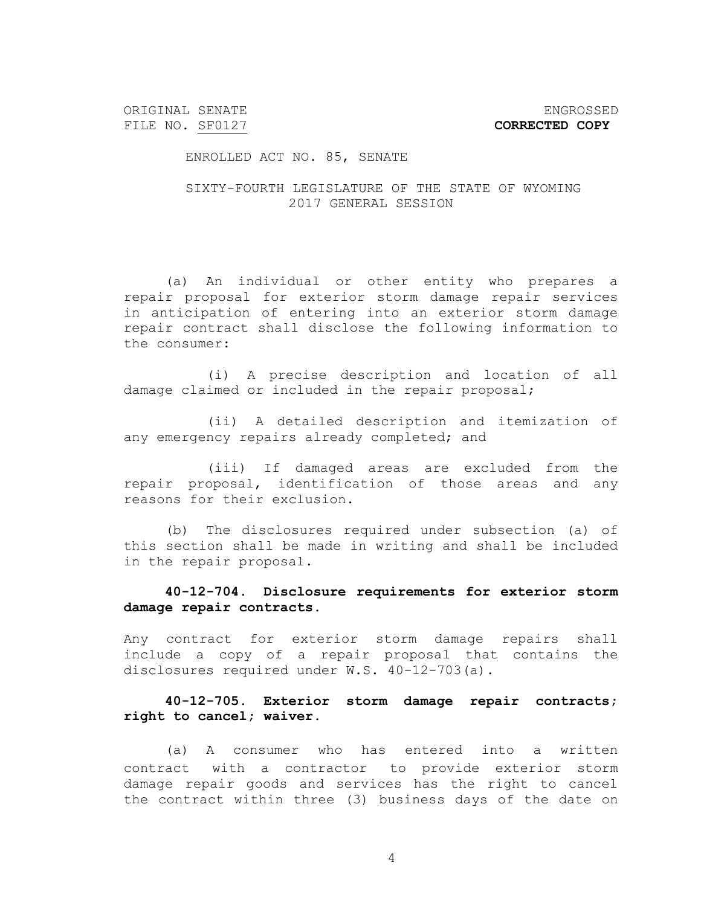(a) An individual or other entity who prepares a repair proposal for exterior storm damage repair services in anticipation of entering into an exterior storm damage repair contract shall disclose the following information to the consumer:

(i) A precise description and location of all damage claimed or included in the repair proposal;

(ii) A detailed description and itemization of any emergency repairs already completed; and

(iii) If damaged areas are excluded from the repair proposal, identification of those areas and any reasons for their exclusion.

(b) The disclosures required under subsection (a) of this section shall be made in writing and shall be included in the repair proposal.

**40-12-704. Disclosure requirements for exterior storm damage repair contracts.**

Any contract for exterior storm damage repairs shall include a copy of a repair proposal that contains the disclosures required under W.S. 40-12-703(a).

**40-12-705. Exterior storm damage repair contracts; right to cancel; waiver.**

(a) A consumer who has entered into a written contract with a contractor to provide exterior storm damage repair goods and services has the right to cancel the contract within three (3) business days of the date on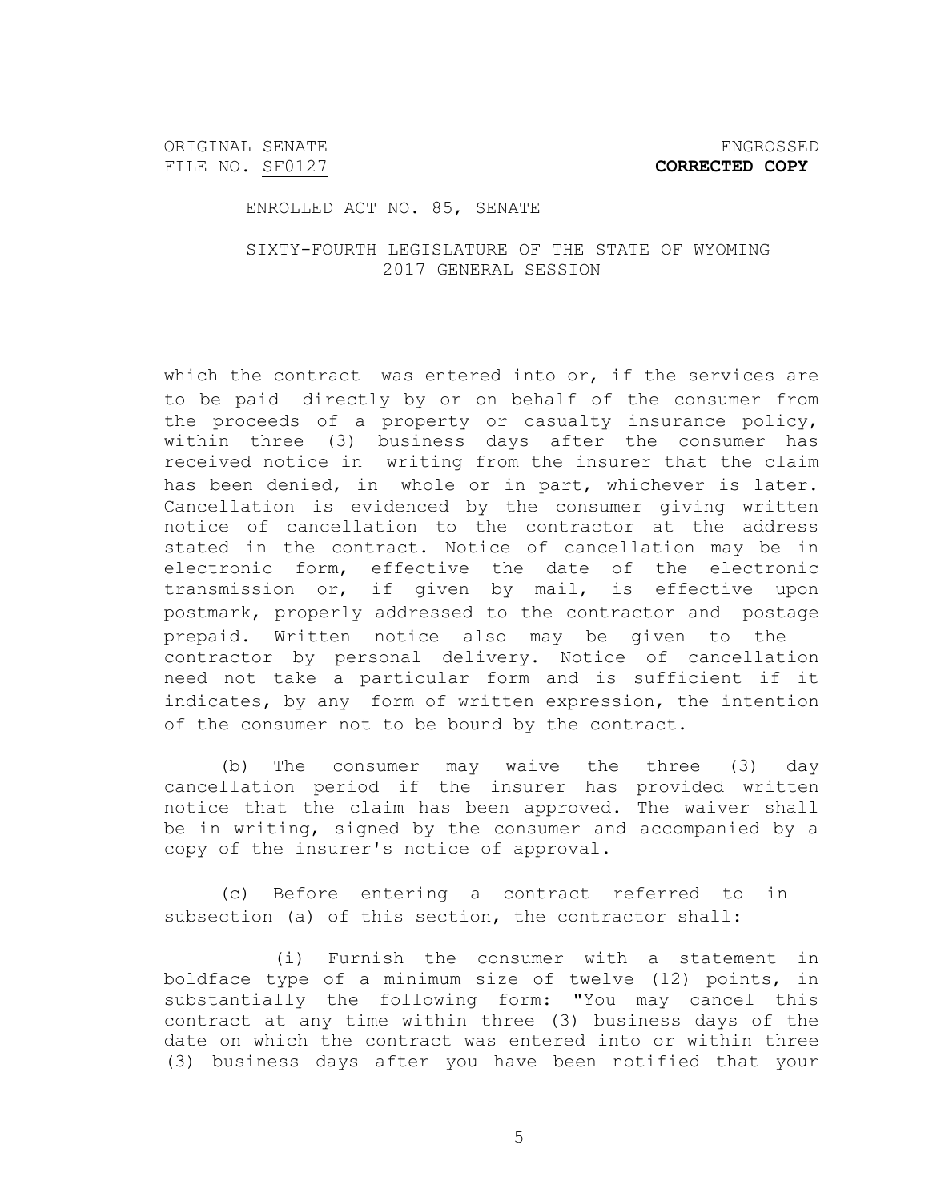which the contract was entered into or, if the services are to be paid directly by or on behalf of the consumer from the proceeds of a property or casualty insurance policy, within three (3) business days after the consumer has received notice in writing from the insurer that the claim has been denied, in whole or in part, whichever is later. Cancellation is evidenced by the consumer giving written notice of cancellation to the contractor at the address stated in the contract. Notice of cancellation may be in electronic form, effective the date of the electronic transmission or, if given by mail, is effective upon postmark, properly addressed to the contractor and postage prepaid. Written notice also may be given to the contractor by personal delivery. Notice of cancellation need not take a particular form and is sufficient if it indicates, by any form of written expression, the intention of the consumer not to be bound by the contract.

(b) The consumer may waive the three (3) day cancellation period if the insurer has provided written notice that the claim has been approved. The waiver shall be in writing, signed by the consumer and accompanied by a copy of the insurer's notice of approval.

(c) Before entering a contract referred to in subsection (a) of this section, the contractor shall:

(i) Furnish the consumer with a statement in boldface type of a minimum size of twelve (12) points, in substantially the following form: "You may cancel this contract at any time within three (3) business days of the date on which the contract was entered into or within three (3) business days after you have been notified that your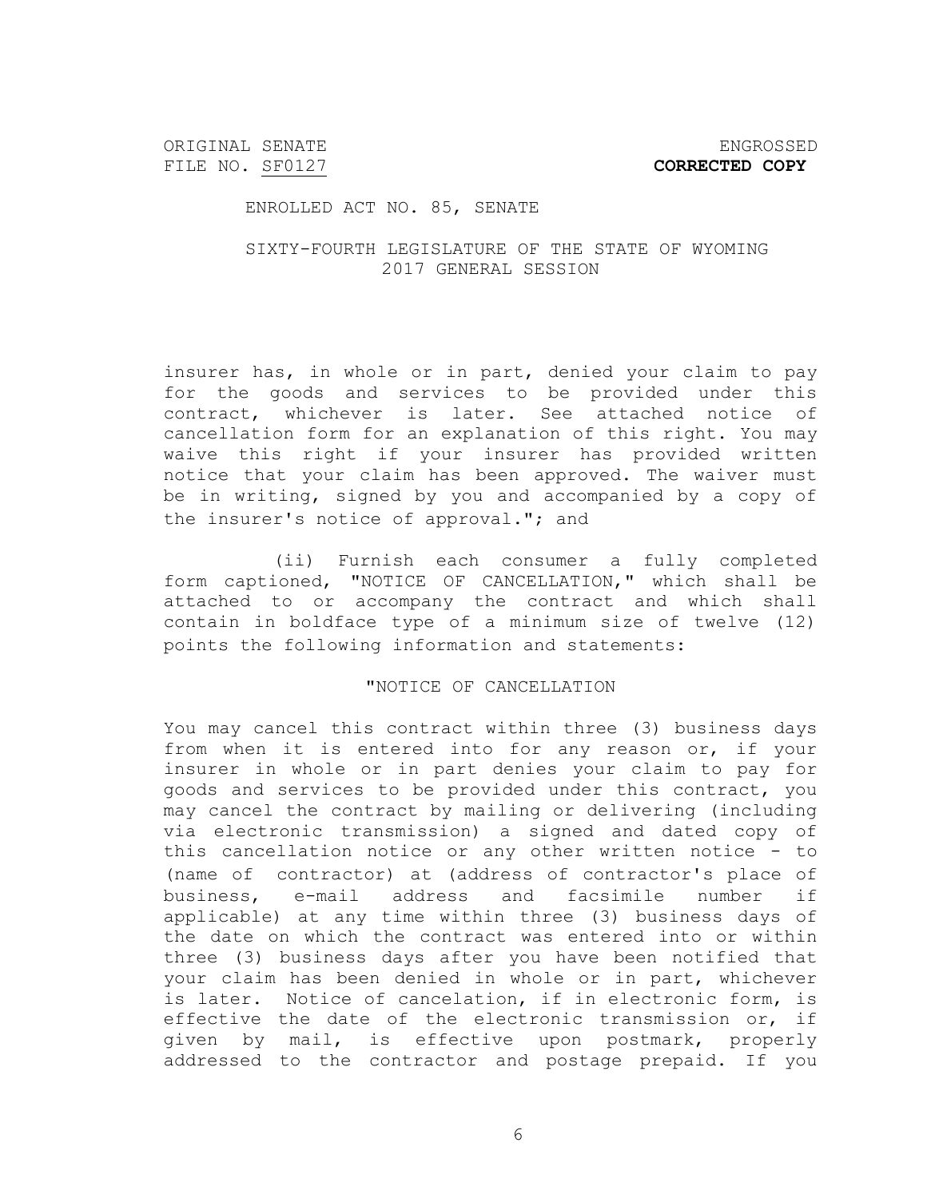insurer has, in whole or in part, denied your claim to pay for the goods and services to be provided under this contract, whichever is later. See attached notice of cancellation form for an explanation of this right. You may waive this right if your insurer has provided written notice that your claim has been approved. The waiver must be in writing, signed by you and accompanied by a copy of the insurer's notice of approval."; and

(ii) Furnish each consumer a fully completed form captioned, "NOTICE OF CANCELLATION," which shall be attached to or accompany the contract and which shall contain in boldface type of a minimum size of twelve (12) points the following information and statements:

"NOTICE OF CANCELLATION

You may cancel this contract within three (3) business days from when it is entered into for any reason or, if your insurer in whole or in part denies your claim to pay for goods and services to be provided under this contract, you may cancel the contract by mailing or delivering (including via electronic transmission) a signed and dated copy of this cancellation notice or any other written notice - to (name of contractor) at (address of contractor's place of business, e-mail address and facsimile number if applicable) at any time within three (3) business days of the date on which the contract was entered into or within three (3) business days after you have been notified that your claim has been denied in whole or in part, whichever is later. Notice of cancelation, if in electronic form, is effective the date of the electronic transmission or, if given by mail, is effective upon postmark, properly addressed to the contractor and postage prepaid. If you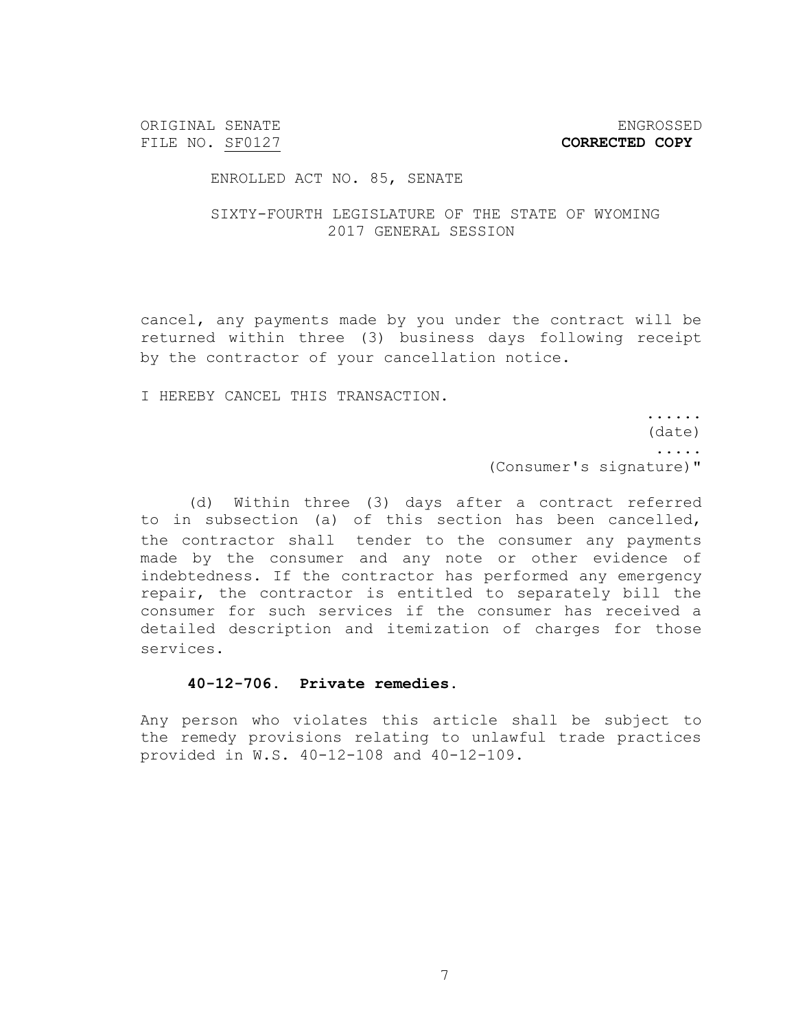cancel, any payments made by you under the contract will be returned within three (3) business days following receipt by the contractor of your cancellation notice.

I HEREBY CANCEL THIS TRANSACTION.

......
(date)
.....
(Consumer's signature)"

(d) Within three (3) days after a contract referred to in subsection (a) of this section has been cancelled, the contractor shall tender to the consumer any payments made by the consumer and any note or other evidence of indebtedness. If the contractor has performed any emergency repair, the contractor is entitled to separately bill the consumer for such services if the consumer has received a detailed description and itemization of charges for those services.

**40-12-706. Private remedies.**

Any person who violates this article shall be subject to the remedy provisions relating to unlawful trade practices provided in W.S. 40-12-108 and 40-12-109.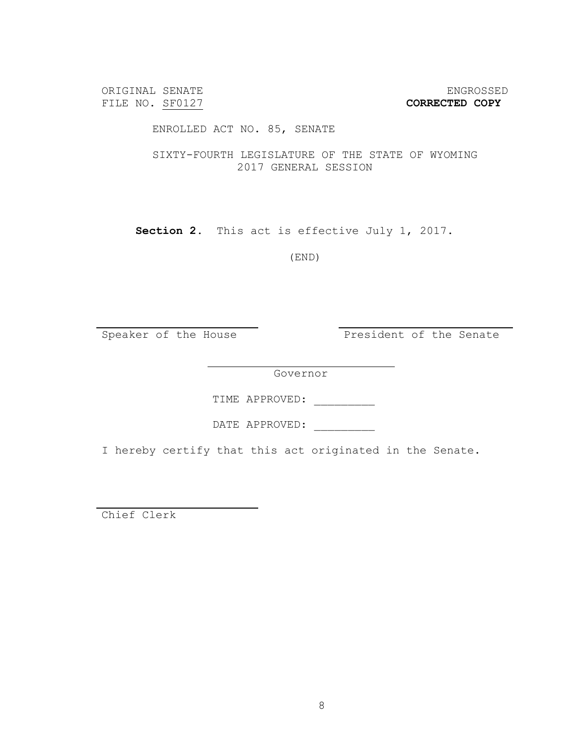ORIGINAL SENATE
FILE NO. SF0127

ENGROSSED
**CORRECTED COPY**

ENROLLED ACT NO. 85, SENATE

SIXTY-FOURTH LEGISLATURE OF THE STATE OF WYOMING
2017 GENERAL SESSION

**Section 2**. This act is effective July 1, 2017.

(END)

Speaker of the House

President of the Senate

Governor

TIME APPROVED: _________

DATE APPROVED: _________

I hereby certify that this act originated in the Senate.

Chief Clerk